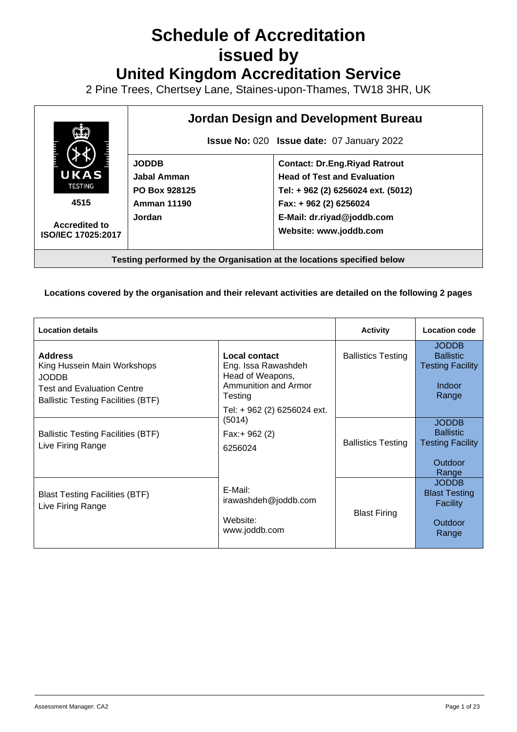# Schedule of Accreditation issued by United Kingdom Accreditation Service

2 Pine Trees, Chertsey Lane, Staines-upon-Thames, TW18 3HR, UK

| UKAS TESTING 4515 Accredited to ISO/IEC 17025:2017 | **Jordan Design and Development Bureau** | |
|---|---|---|
| | **Issue No:** 020 **Issue date:** 07 January 2022 | |
| | **JODDB**<br>**Jabal Amman**<br>**PO Box 928125**<br>**Amman 11190**<br>**Jordan** | **Contact: Dr.Eng.Riyad Ratrout**<br>**Head of Test and Evaluation**<br>**Tel: + 962 (2) 6256024 ext. (5012)**<br>**Fax: + 962 (2) 6256024**<br>**E-Mail: dr.riyad@joddb.com**<br>**Website: www.joddb.com** |

**Testing performed by the Organisation at the locations specified below**

**Locations covered by the organisation and their relevant activities are detailed on the following 2 pages**

| Location details | | Activity | Location code |
|---|---|---|---|
| **Address**<br>King Hussein Main Workshops<br>JODDB<br>Test and Evaluation Centre<br>Ballistic Testing Facilities (BTF) | **Local contact**<br>Eng. Issa Rawashdeh<br>Head of Weapons, Ammunition and Armor Testing<br>Tel: + 962 (2) 6256024 ext. (5014)<br>Fax:+ 962 (2) 6256024<br>E-Mail: irawashdeh@joddb.com<br>Website: www.joddb.com | Ballistics Testing | JODDB Ballistic Testing Facility<br>Indoor Range |
| Ballistic Testing Facilities (BTF)<br>Live Firing Range | | Ballistics Testing | JODDB Ballistic Testing Facility<br>Outdoor Range |
| Blast Testing Facilities (BTF)<br>Live Firing Range | | Blast Firing | JODDB Blast Testing Facility<br>Outdoor Range |

Assessment Manager: CA2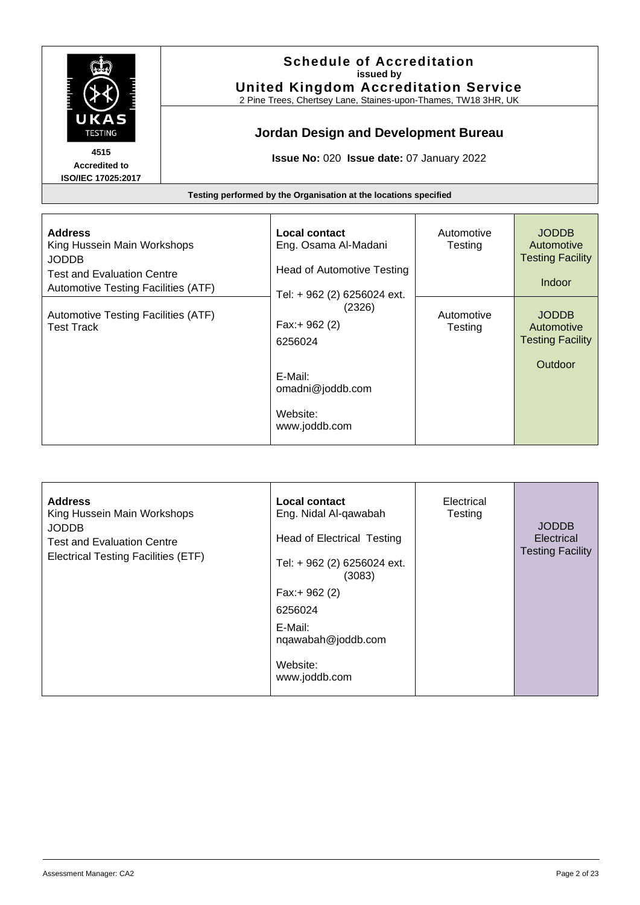**Schedule of Accreditation**
**issued by**
**United Kingdom Accreditation Service**
2 Pine Trees, Chertsey Lane, Staines-upon-Thames, TW18 3HR, UK

**4515**
**Accredited to**
**ISO/IEC 17025:2017**

## Jordan Design and Development Bureau

**Issue No:** 020 **Issue date:** 07 January 2022

**Testing performed by the Organisation at the locations specified**

| Address | Local contact | | |
|---|---|---|---|
| **Address**<br>King Hussein Main Workshops<br>JODDB<br>Test and Evaluation Centre<br>Automotive Testing Facilities (ATF) | **Local contact**<br>Eng. Osama Al-Madani<br>Head of Automotive Testing<br>Tel: + 962 (2) 6256024 ext. (2326)<br>Fax:+ 962 (2) 6256024<br>E-Mail: omadni@joddb.com<br>Website: www.joddb.com | Automotive Testing | JODDB Automotive Testing Facility<br>Indoor |
| Automotive Testing Facilities (ATF)<br>Test Track | | Automotive Testing | JODDB Automotive Testing Facility<br>Outdoor |

| Address | Local contact | | |
|---|---|---|---|
| **Address**<br>King Hussein Main Workshops<br>JODDB<br>Test and Evaluation Centre<br>Electrical Testing Facilities (ETF) | **Local contact**<br>Eng. Nidal Al-qawabah<br>Head of Electrical Testing<br>Tel: + 962 (2) 6256024 ext. (3083)<br>Fax:+ 962 (2) 6256024<br>E-Mail: nqawabah@joddb.com<br>Website: www.joddb.com | Electrical Testing | JODDB Electrical Testing Facility |

Assessment Manager: CA2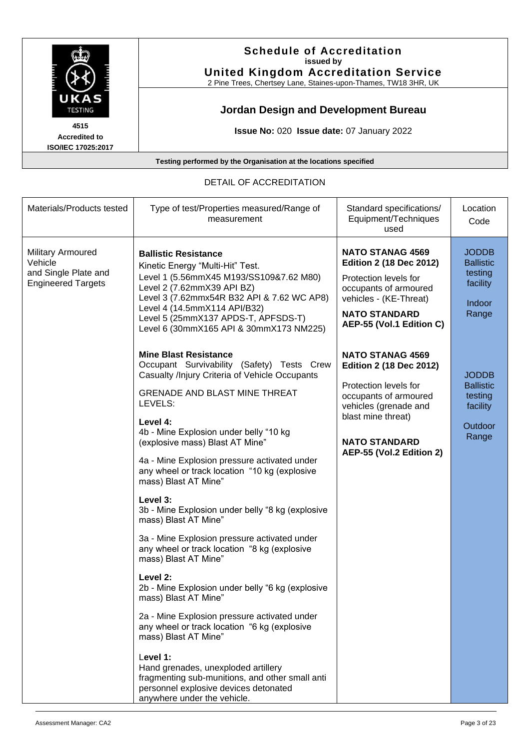# Schedule of Accreditation

issued by

**United Kingdom Accreditation Service**

2 Pine Trees, Chertsey Lane, Staines-upon-Thames, TW18 3HR, UK

4515
Accredited to
ISO/IEC 17025:2017

## Jordan Design and Development Bureau

**Issue No:** 020 **Issue date:** 07 January 2022

**Testing performed by the Organisation at the locations specified**

DETAIL OF ACCREDITATION

| Materials/Products tested | Type of test/Properties measured/Range of measurement | Standard specifications/ Equipment/Techniques used | Location Code |
|---|---|---|---|
| Military Armoured Vehicle and Single Plate and Engineered Targets | **Ballistic Resistance**<br>Kinetic Energy "Multi-Hit" Test.<br>Level 1 (5.56mmX45 M193/SS109&7.62 M80)<br>Level 2 (7.62mmX39 API BZ)<br>Level 3 (7.62mmx54R B32 API & 7.62 WC AP8)<br>Level 4 (14.5mmX114 API/B32)<br>Level 5 (25mmX137 APDS-T, APFSDS-T)<br>Level 6 (30mmX165 API & 30mmX173 NM225) | **NATO STANAG 4569 Edition 2 (18 Dec 2012)**<br>Protection levels for occupants of armoured vehicles - (KE-Threat)<br>**NATO STANDARD AEP-55 (Vol.1 Edition C)** | JODDB Ballistic testing facility<br>Indoor Range |
| | **Mine Blast Resistance**<br>Occupant Survivability (Safety) Tests Crew Casualty /Injury Criteria of Vehicle Occupants<br>GRENADE AND BLAST MINE THREAT LEVELS:<br>**Level 4:**<br>4b - Mine Explosion under belly "10 kg (explosive mass) Blast AT Mine"<br>4a - Mine Explosion pressure activated under any wheel or track location "10 kg (explosive mass) Blast AT Mine"<br>**Level 3:**<br>3b - Mine Explosion under belly "8 kg (explosive mass) Blast AT Mine"<br>3a - Mine Explosion pressure activated under any wheel or track location "8 kg (explosive mass) Blast AT Mine"<br>**Level 2:**<br>2b - Mine Explosion under belly "6 kg (explosive mass) Blast AT Mine"<br>2a - Mine Explosion pressure activated under any wheel or track location "6 kg (explosive mass) Blast AT Mine"<br>**Level 1:**<br>Hand grenades, unexploded artillery fragmenting sub-munitions, and other small anti personnel explosive devices detonated anywhere under the vehicle. | **NATO STANAG 4569 Edition 2 (18 Dec 2012)**<br>Protection levels for occupants of armoured vehicles (grenade and blast mine threat)<br>**NATO STANDARD AEP-55 (Vol.2 Edition 2)** | JODDB Ballistic testing facility<br>Outdoor Range |

Assessment Manager: CA2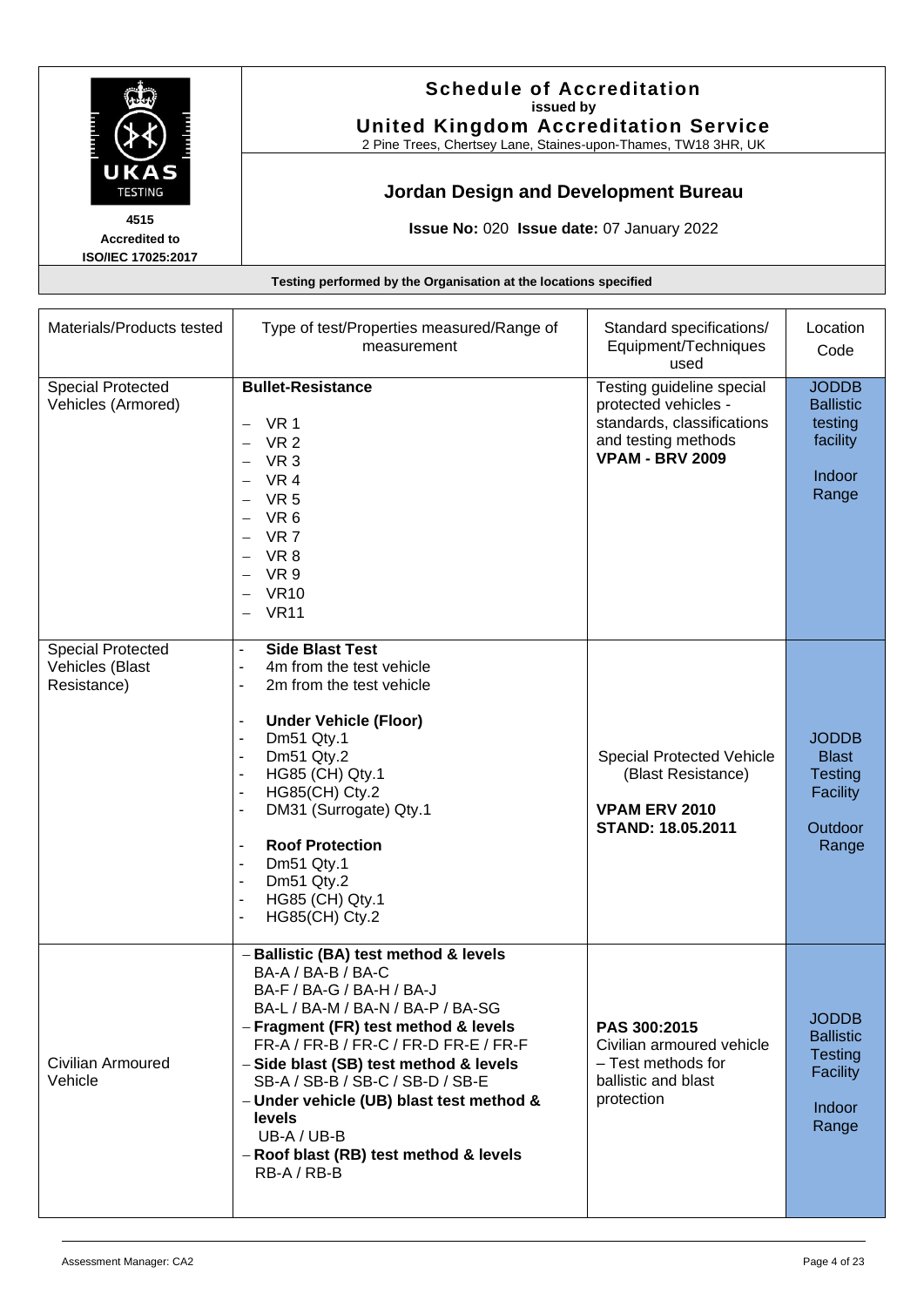# Schedule of Accreditation
issued by
**United Kingdom Accreditation Service**
2 Pine Trees, Chertsey Lane, Staines-upon-Thames, TW18 3HR, UK

4515
Accredited to
ISO/IEC 17025:2017

## Jordan Design and Development Bureau

**Issue No:** 020 **Issue date:** 07 January 2022

**Testing performed by the Organisation at the locations specified**

| Materials/Products tested | Type of test/Properties measured/Range of measurement | Standard specifications/ Equipment/Techniques used | Location Code |
|---|---|---|---|
| Special Protected Vehicles (Armored) | **Bullet-Resistance**<br>– VR 1<br>– VR 2<br>– VR 3<br>– VR 4<br>– VR 5<br>– VR 6<br>– VR 7<br>– VR 8<br>– VR 9<br>– VR10<br>– VR11 | Testing guideline special protected vehicles - standards, classifications and testing methods<br>**VPAM - BRV 2009** | JODDB Ballistic testing facility<br><br>Indoor Range |
| Special Protected Vehicles (Blast Resistance) | - **Side Blast Test**<br>- 4m from the test vehicle<br>- 2m from the test vehicle<br><br>- **Under Vehicle (Floor)**<br>- Dm51 Qty.1<br>- Dm51 Qty.2<br>- HG85 (CH) Qty.1<br>- HG85(CH) Cty.2<br>- DM31 (Surrogate) Qty.1<br><br>- **Roof Protection**<br>- Dm51 Qty.1<br>- Dm51 Qty.2<br>- HG85 (CH) Qty.1<br>- HG85(CH) Cty.2 | Special Protected Vehicle (Blast Resistance)<br><br>**VPAM ERV 2010**<br>**STAND: 18.05.2011** | JODDB Blast Testing Facility<br><br>Outdoor Range |
| Civilian Armoured Vehicle | – **Ballistic (BA) test method & levels**<br>BA-A / BA-B / BA-C<br>BA-F / BA-G / BA-H / BA-J<br>BA-L / BA-M / BA-N / BA-P / BA-SG<br>– **Fragment (FR) test method & levels**<br>FR-A / FR-B / FR-C / FR-D FR-E / FR-F<br>– **Side blast (SB) test method & levels**<br>SB-A / SB-B / SB-C / SB-D / SB-E<br>– **Under vehicle (UB) blast test method & levels**<br>UB-A / UB-B<br>– **Roof blast (RB) test method & levels**<br>RB-A / RB-B | **PAS 300:2015**<br>Civilian armoured vehicle – Test methods for ballistic and blast protection | JODDB Ballistic Testing Facility<br><br>Indoor Range |

Assessment Manager: CA2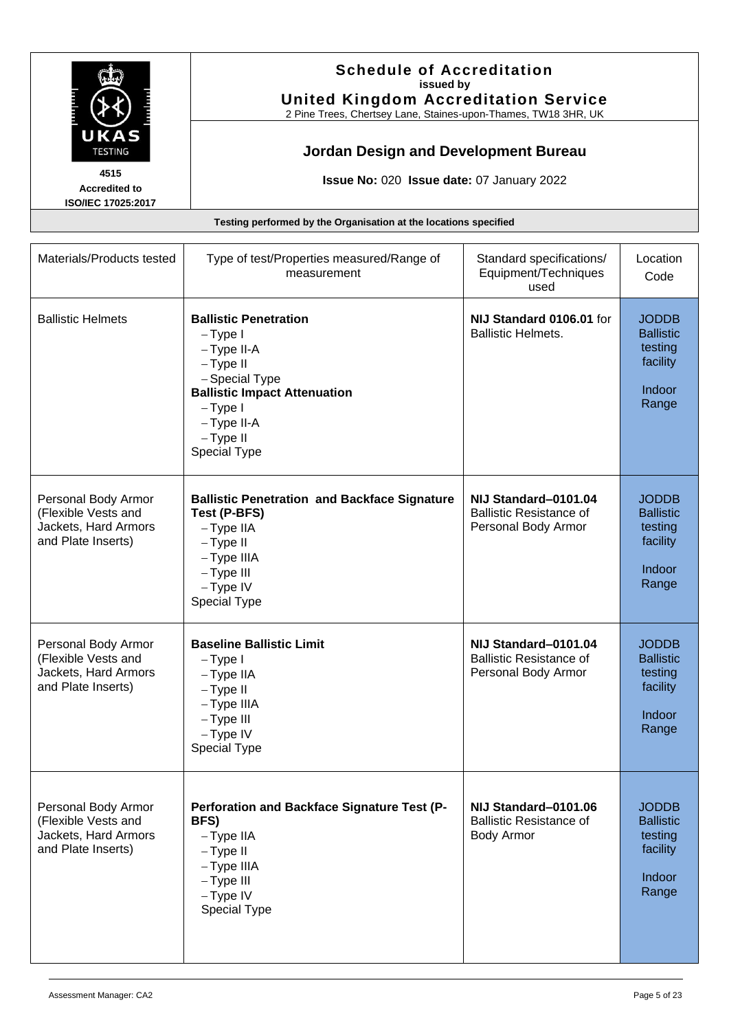# Schedule of Accreditation

issued by

**United Kingdom Accreditation Service**

2 Pine Trees, Chertsey Lane, Staines-upon-Thames, TW18 3HR, UK

4515 Accredited to ISO/IEC 17025:2017

## Jordan Design and Development Bureau

**Issue No:** 020 **Issue date:** 07 January 2022

**Testing performed by the Organisation at the locations specified**

| Materials/Products tested | Type of test/Properties measured/Range of measurement | Standard specifications/ Equipment/Techniques used | Location Code |
|---|---|---|---|
| Ballistic Helmets | **Ballistic Penetration**<br>– Type I<br>– Type II-A<br>– Type II<br>– Special Type<br>**Ballistic Impact Attenuation**<br>– Type I<br>– Type II-A<br>– Type II<br>Special Type | **NIJ Standard 0106.01** for Ballistic Helmets. | JODDB Ballistic testing facility<br><br>Indoor Range |
| Personal Body Armor (Flexible Vests and Jackets, Hard Armors and Plate Inserts) | **Ballistic Penetration and Backface Signature Test (P-BFS)**<br>– Type IIA<br>– Type II<br>– Type IIIA<br>– Type III<br>– Type IV<br>Special Type | **NIJ Standard–0101.04** Ballistic Resistance of Personal Body Armor | JODDB Ballistic testing facility<br><br>Indoor Range |
| Personal Body Armor (Flexible Vests and Jackets, Hard Armors and Plate Inserts) | **Baseline Ballistic Limit**<br>– Type I<br>– Type IIA<br>– Type II<br>– Type IIIA<br>– Type III<br>– Type IV<br>Special Type | **NIJ Standard–0101.04** Ballistic Resistance of Personal Body Armor | JODDB Ballistic testing facility<br><br>Indoor Range |
| Personal Body Armor (Flexible Vests and Jackets, Hard Armors and Plate Inserts) | **Perforation and Backface Signature Test (P-BFS)**<br>– Type IIA<br>– Type II<br>– Type IIIA<br>– Type III<br>– Type IV<br>Special Type | **NIJ Standard–0101.06** Ballistic Resistance of Body Armor | JODDB Ballistic testing facility<br><br>Indoor Range |

Assessment Manager: CA2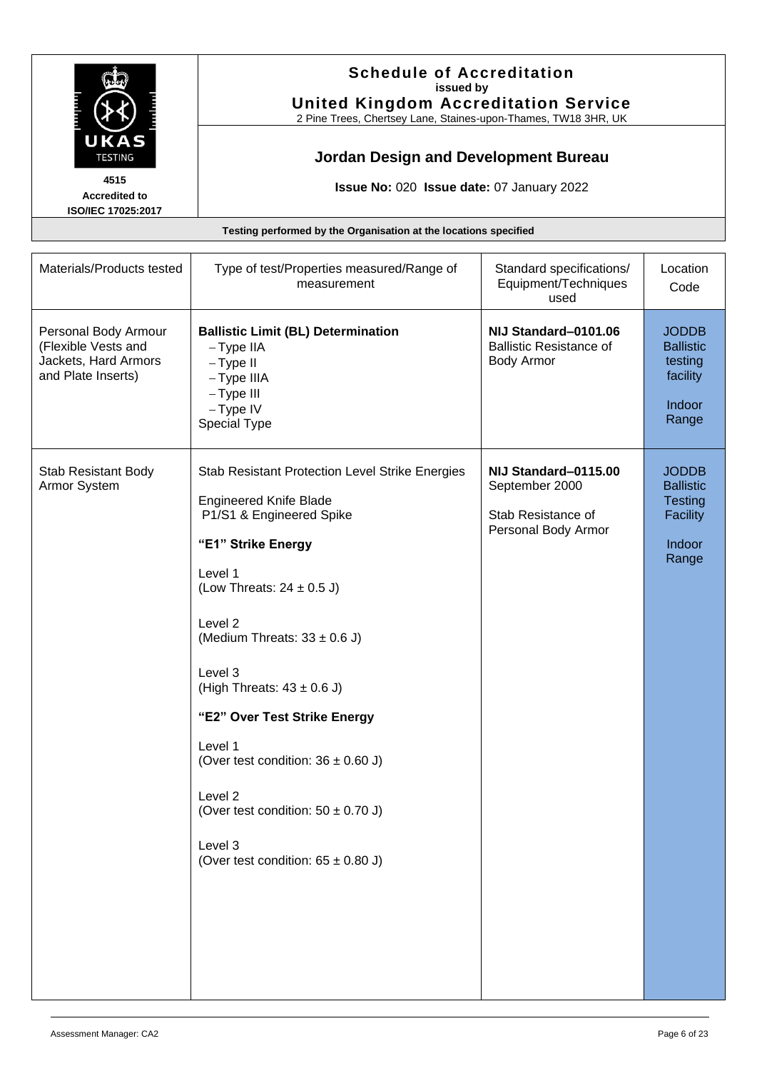**Schedule of Accreditation**
**issued by**
**United Kingdom Accreditation Service**
2 Pine Trees, Chertsey Lane, Staines-upon-Thames, TW18 3HR, UK

**4515**
**Accredited to**
**ISO/IEC 17025:2017**

## Jordan Design and Development Bureau

**Issue No:** 020 **Issue date:** 07 January 2022

**Testing performed by the Organisation at the locations specified**

| Materials/Products tested | Type of test/Properties measured/Range of measurement | Standard specifications/ Equipment/Techniques used | Location Code |
|---|---|---|---|
| Personal Body Armour (Flexible Vests and Jackets, Hard Armors and Plate Inserts) | **Ballistic Limit (BL) Determination**<br>– Type IIA<br>– Type II<br>– Type IIIA<br>– Type III<br>– Type IV<br>Special Type | **NIJ Standard–0101.06**<br>Ballistic Resistance of Body Armor | JODDB Ballistic testing facility<br><br>Indoor Range |
| Stab Resistant Body Armor System | Stab Resistant Protection Level Strike Energies<br><br>Engineered Knife Blade P1/S1 & Engineered Spike<br><br>**"E1" Strike Energy**<br><br>Level 1<br>(Low Threats: 24 ± 0.5 J)<br><br>Level 2<br>(Medium Threats: 33 ± 0.6 J)<br><br>Level 3<br>(High Threats: 43 ± 0.6 J)<br><br>**"E2" Over Test Strike Energy**<br><br>Level 1<br>(Over test condition: 36 ± 0.60 J)<br><br>Level 2<br>(Over test condition: 50 ± 0.70 J)<br><br>Level 3<br>(Over test condition: 65 ± 0.80 J) | **NIJ Standard–0115.00**<br>September 2000<br><br>Stab Resistance of Personal Body Armor | JODDB Ballistic Testing Facility<br><br>Indoor Range |

Assessment Manager: CA2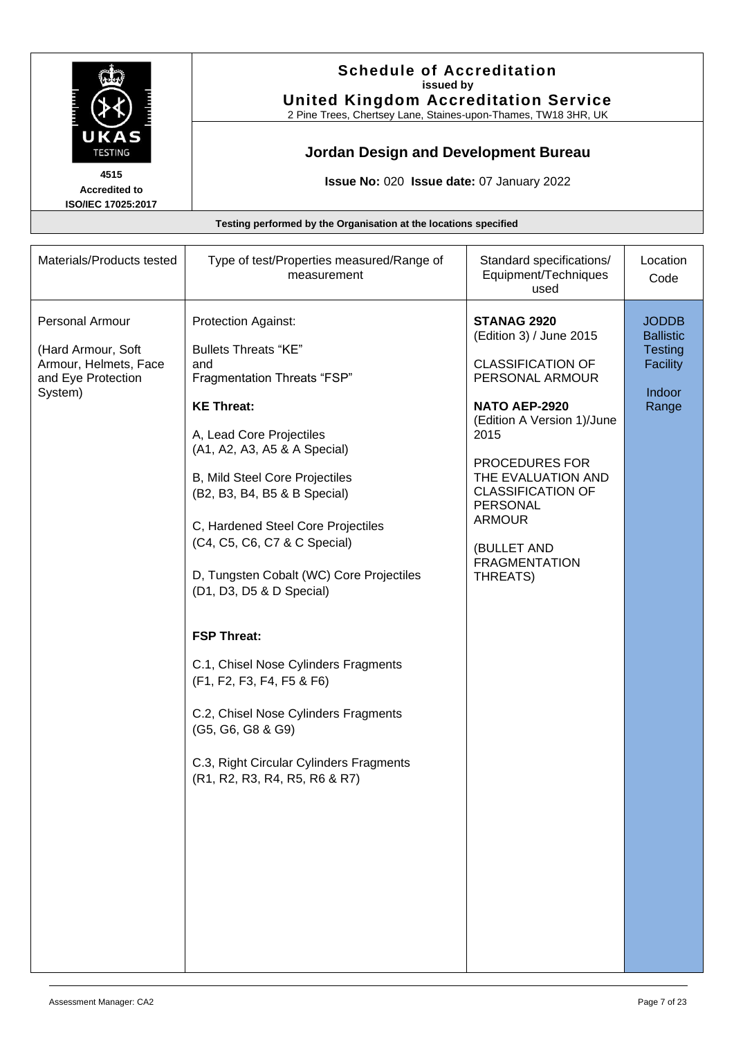# Schedule of Accreditation

**issued by**

**United Kingdom Accreditation Service**

2 Pine Trees, Chertsey Lane, Staines-upon-Thames, TW18 3HR, UK

**4515**
**Accredited to**
**ISO/IEC 17025:2017**

## Jordan Design and Development Bureau

**Issue No:** 020 **Issue date:** 07 January 2022

**Testing performed by the Organisation at the locations specified**

| Materials/Products tested | Type of test/Properties measured/Range of measurement | Standard specifications/ Equipment/Techniques used | Location Code |
|---|---|---|---|
| Personal Armour<br><br>(Hard Armour, Soft Armour, Helmets, Face and Eye Protection System) | Protection Against:<br><br>Bullets Threats "KE"<br>and<br>Fragmentation Threats "FSP"<br><br>**KE Threat:**<br><br>A, Lead Core Projectiles<br>(A1, A2, A3, A5 & A Special)<br><br>B, Mild Steel Core Projectiles<br>(B2, B3, B4, B5 & B Special)<br><br>C, Hardened Steel Core Projectiles<br>(C4, C5, C6, C7 & C Special)<br><br>D, Tungsten Cobalt (WC) Core Projectiles<br>(D1, D3, D5 & D Special)<br><br>**FSP Threat:**<br><br>C.1, Chisel Nose Cylinders Fragments<br>(F1, F2, F3, F4, F5 & F6)<br><br>C.2, Chisel Nose Cylinders Fragments<br>(G5, G6, G8 & G9)<br><br>C.3, Right Circular Cylinders Fragments<br>(R1, R2, R3, R4, R5, R6 & R7) | **STANAG 2920**<br>(Edition 3) / June 2015<br><br>CLASSIFICATION OF PERSONAL ARMOUR<br><br>**NATO AEP-2920**<br>(Edition A Version 1)/June 2015<br><br>PROCEDURES FOR THE EVALUATION AND CLASSIFICATION OF PERSONAL ARMOUR<br><br>(BULLET AND FRAGMENTATION THREATS) | JODDB Ballistic Testing Facility<br><br>Indoor Range |

Assessment Manager: CA2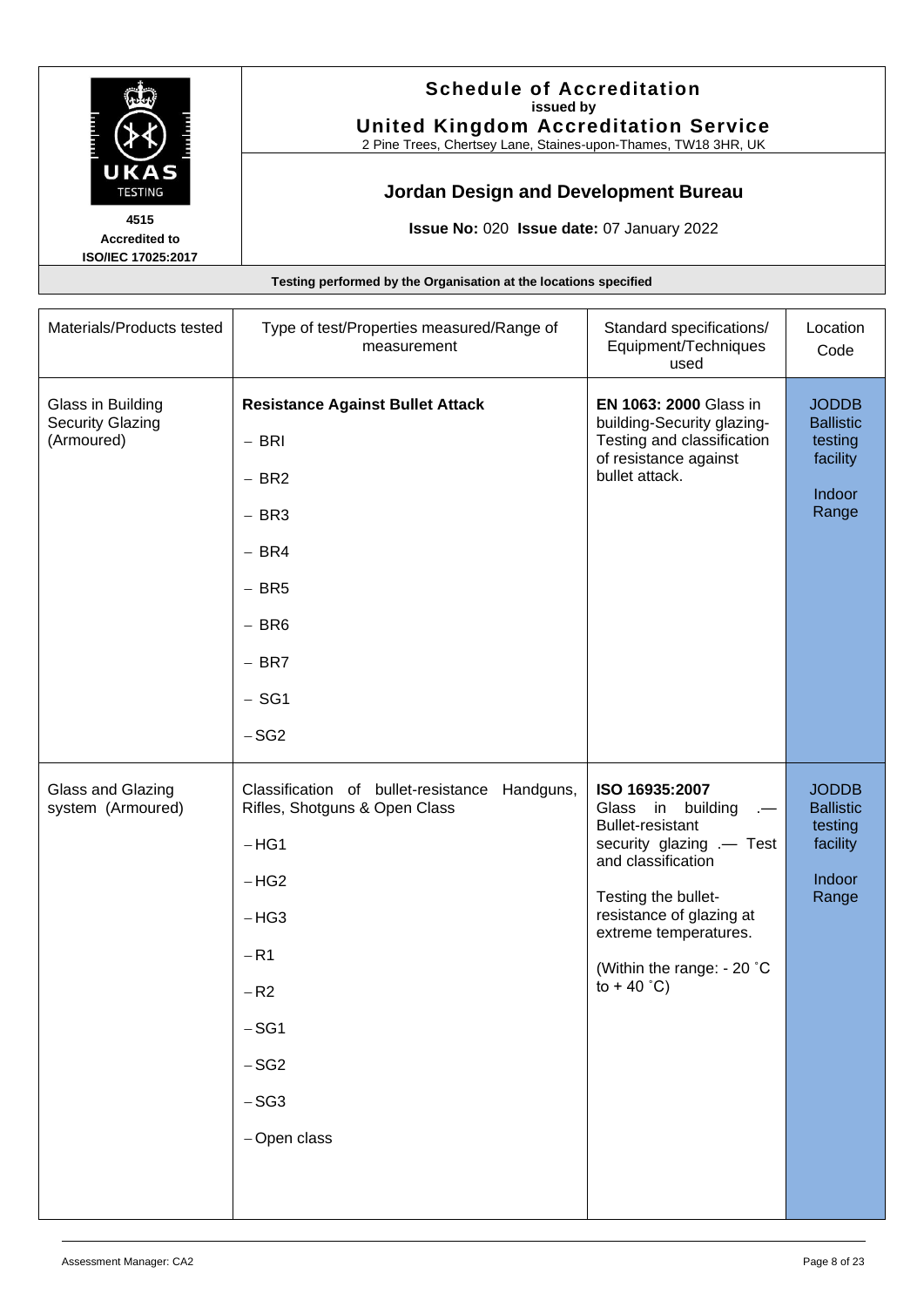**Schedule of Accreditation**
issued by
**United Kingdom Accreditation Service**
2 Pine Trees, Chertsey Lane, Staines-upon-Thames, TW18 3HR, UK

UKAS TESTING
**4515**
**Accredited to ISO/IEC 17025:2017**

## Jordan Design and Development Bureau

**Issue No:** 020 **Issue date:** 07 January 2022

**Testing performed by the Organisation at the locations specified**

| Materials/Products tested | Type of test/Properties measured/Range of measurement | Standard specifications/ Equipment/Techniques used | Location Code |
|---|---|---|---|
| Glass in Building Security Glazing (Armoured) | **Resistance Against Bullet Attack**<br>– BRI<br>– BR2<br>– BR3<br>– BR4<br>– BR5<br>– BR6<br>– BR7<br>– SG1<br>– SG2 | **EN 1063: 2000** Glass in building-Security glazing-Testing and classification of resistance against bullet attack. | JODDB Ballistic testing facility<br><br>Indoor Range |
| Glass and Glazing system (Armoured) | Classification of bullet-resistance Handguns, Rifles, Shotguns & Open Class<br>– HG1<br>– HG2<br>– HG3<br>– R1<br>– R2<br>– SG1<br>– SG2<br>– SG3<br>– Open class | **ISO 16935:2007** Glass in building .— Bullet-resistant security glazing .— Test and classification<br><br>Testing the bullet-resistance of glazing at extreme temperatures.<br><br>(Within the range: - 20 ˚C to + 40 ˚C) | JODDB Ballistic testing facility<br><br>Indoor Range |

Assessment Manager: CA2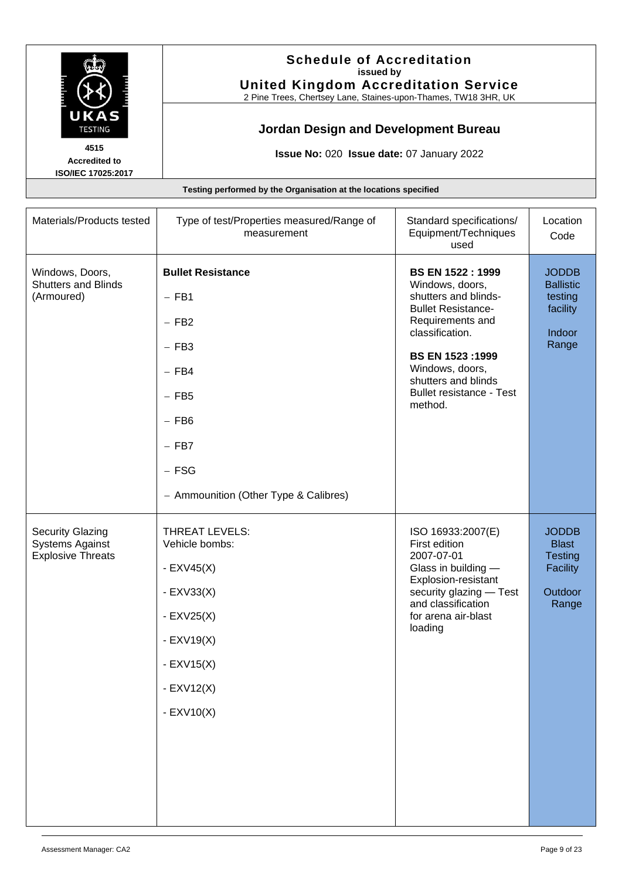**Schedule of Accreditation**
issued by
**United Kingdom Accreditation Service**
2 Pine Trees, Chertsey Lane, Staines-upon-Thames, TW18 3HR, UK

4515
**Accredited to ISO/IEC 17025:2017**

## Jordan Design and Development Bureau

**Issue No:** 020 **Issue date:** 07 January 2022

**Testing performed by the Organisation at the locations specified**

| Materials/Products tested | Type of test/Properties measured/Range of measurement | Standard specifications/ Equipment/Techniques used | Location Code |
|---|---|---|---|
| Windows, Doors, Shutters and Blinds (Armoured) | **Bullet Resistance**<br>– FB1<br>– FB2<br>– FB3<br>– FB4<br>– FB5<br>– FB6<br>– FB7<br>– FSG<br>– Ammounition (Other Type & Calibres) | **BS EN 1522 : 1999** Windows, doors, shutters and blinds- Bullet Resistance- Requirements and classification.<br>**BS EN 1523 :1999** Windows, doors, shutters and blinds Bullet resistance - Test method. | JODDB Ballistic testing facility<br>Indoor Range |
| Security Glazing Systems Against Explosive Threats | THREAT LEVELS:<br>Vehicle bombs:<br>- EXV45(X)<br>- EXV33(X)<br>- EXV25(X)<br>- EXV19(X)<br>- EXV15(X)<br>- EXV12(X)<br>- EXV10(X) | ISO 16933:2007(E) First edition 2007-07-01 Glass in building — Explosion-resistant security glazing — Test and classification for arena air-blast loading | JODDB Blast Testing Facility<br>Outdoor Range |

Assessment Manager: CA2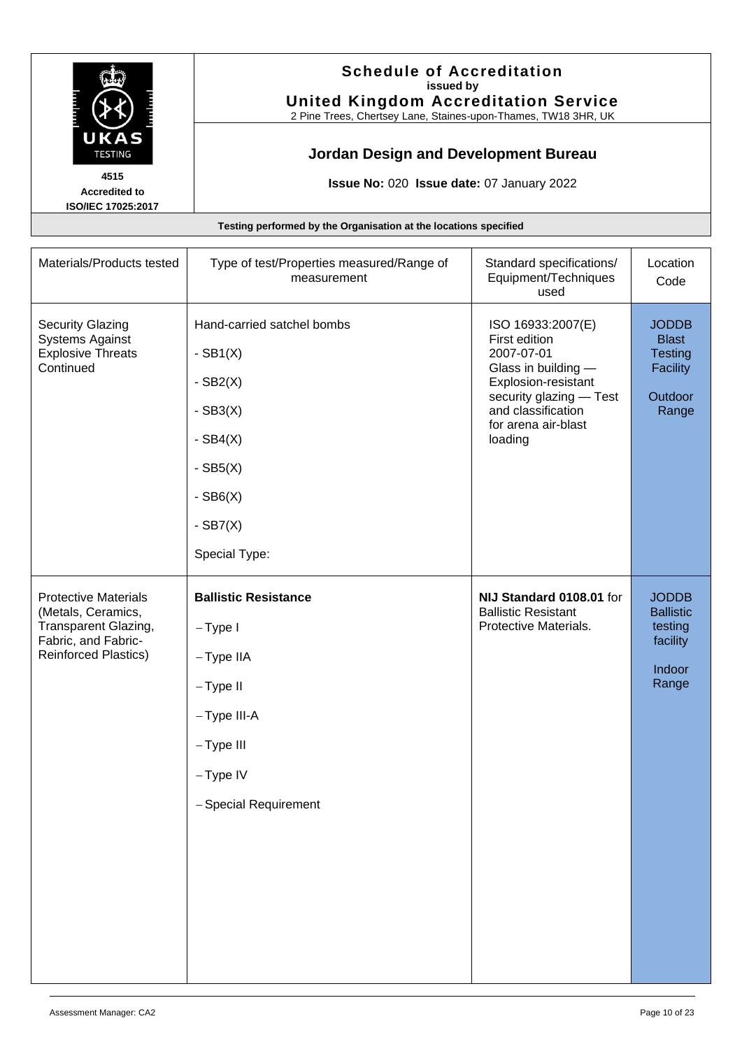**Schedule of Accreditation**
issued by
**United Kingdom Accreditation Service**
2 Pine Trees, Chertsey Lane, Staines-upon-Thames, TW18 3HR, UK

4515
Accredited to
ISO/IEC 17025:2017

## Jordan Design and Development Bureau

**Issue No:** 020 **Issue date:** 07 January 2022

**Testing performed by the Organisation at the locations specified**

| Materials/Products tested | Type of test/Properties measured/Range of measurement | Standard specifications/ Equipment/Techniques used | Location Code |
|---|---|---|---|
| Security Glazing Systems Against Explosive Threats Continued | Hand-carried satchel bombs<br>- SB1(X)<br>- SB2(X)<br>- SB3(X)<br>- SB4(X)<br>- SB5(X)<br>- SB6(X)<br>- SB7(X)<br>Special Type: | ISO 16933:2007(E) First edition 2007-07-01 Glass in building — Explosion-resistant security glazing — Test and classification for arena air-blast loading | JODDB Blast Testing Facility<br>Outdoor Range |
| Protective Materials (Metals, Ceramics, Transparent Glazing, Fabric, and Fabric-Reinforced Plastics) | **Ballistic Resistance**<br>– Type I<br>– Type IIA<br>– Type II<br>– Type III-A<br>– Type III<br>– Type IV<br>– Special Requirement | **NIJ Standard 0108.01** for Ballistic Resistant Protective Materials. | JODDB Ballistic testing facility<br>Indoor Range |

Assessment Manager: CA2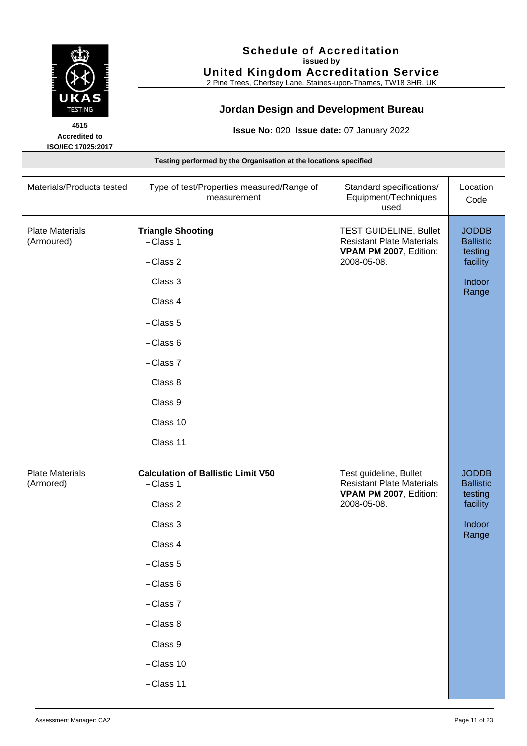**Schedule of Accreditation**
issued by
**United Kingdom Accreditation Service**
2 Pine Trees, Chertsey Lane, Staines-upon-Thames, TW18 3HR, UK

4515
**Accredited to ISO/IEC 17025:2017**

## Jordan Design and Development Bureau

**Issue No:** 020 **Issue date:** 07 January 2022

**Testing performed by the Organisation at the locations specified**

| Materials/Products tested | Type of test/Properties measured/Range of measurement | Standard specifications/ Equipment/Techniques used | Location Code |
|---|---|---|---|
| Plate Materials (Armoured) | **Triangle Shooting**<br>– Class 1<br>– Class 2<br>– Class 3<br>– Class 4<br>– Class 5<br>– Class 6<br>– Class 7<br>– Class 8<br>– Class 9<br>– Class 10<br>– Class 11 | TEST GUIDELINE, Bullet Resistant Plate Materials **VPAM PM 2007**, Edition: 2008-05-08. | JODDB Ballistic testing facility<br><br>Indoor Range |
| Plate Materials (Armored) | **Calculation of Ballistic Limit V50**<br>– Class 1<br>– Class 2<br>– Class 3<br>– Class 4<br>– Class 5<br>– Class 6<br>– Class 7<br>– Class 8<br>– Class 9<br>– Class 10<br>– Class 11 | Test guideline, Bullet Resistant Plate Materials **VPAM PM 2007**, Edition: 2008-05-08. | JODDB Ballistic testing facility<br><br>Indoor Range |

Assessment Manager: CA2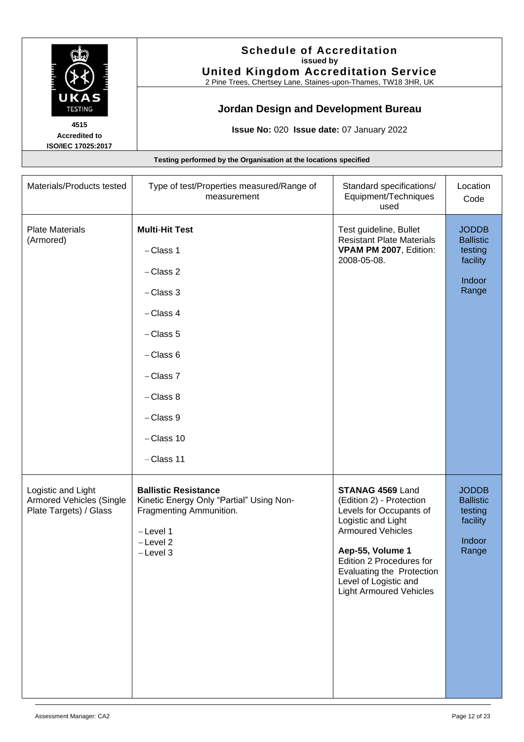**Schedule of Accreditation**
issued by
**United Kingdom Accreditation Service**
2 Pine Trees, Chertsey Lane, Staines-upon-Thames, TW18 3HR, UK

4515
**Accredited to ISO/IEC 17025:2017**

## Jordan Design and Development Bureau

**Issue No:** 020 **Issue date:** 07 January 2022

**Testing performed by the Organisation at the locations specified**

| Materials/Products tested | Type of test/Properties measured/Range of measurement | Standard specifications/ Equipment/Techniques used | Location Code |
|---|---|---|---|
| Plate Materials (Armored) | **Multi-Hit Test**<br>– Class 1<br>– Class 2<br>– Class 3<br>– Class 4<br>– Class 5<br>– Class 6<br>– Class 7<br>– Class 8<br>– Class 9<br>– Class 10<br>– Class 11 | Test guideline, Bullet Resistant Plate Materials **VPAM PM 2007**, Edition: 2008-05-08. | JODDB Ballistic testing facility<br><br>Indoor Range |
| Logistic and Light Armored Vehicles (Single Plate Targets) / Glass | **Ballistic Resistance**<br>Kinetic Energy Only "Partial" Using Non-Fragmenting Ammunition.<br>– Level 1<br>– Level 2<br>– Level 3 | **STANAG 4569** Land (Edition 2) - Protection Levels for Occupants of Logistic and Light Armoured Vehicles<br><br>**Aep-55, Volume 1** Edition 2 Procedures for Evaluating the Protection Level of Logistic and Light Armoured Vehicles | JODDB Ballistic testing facility<br><br>Indoor Range |

Assessment Manager: CA2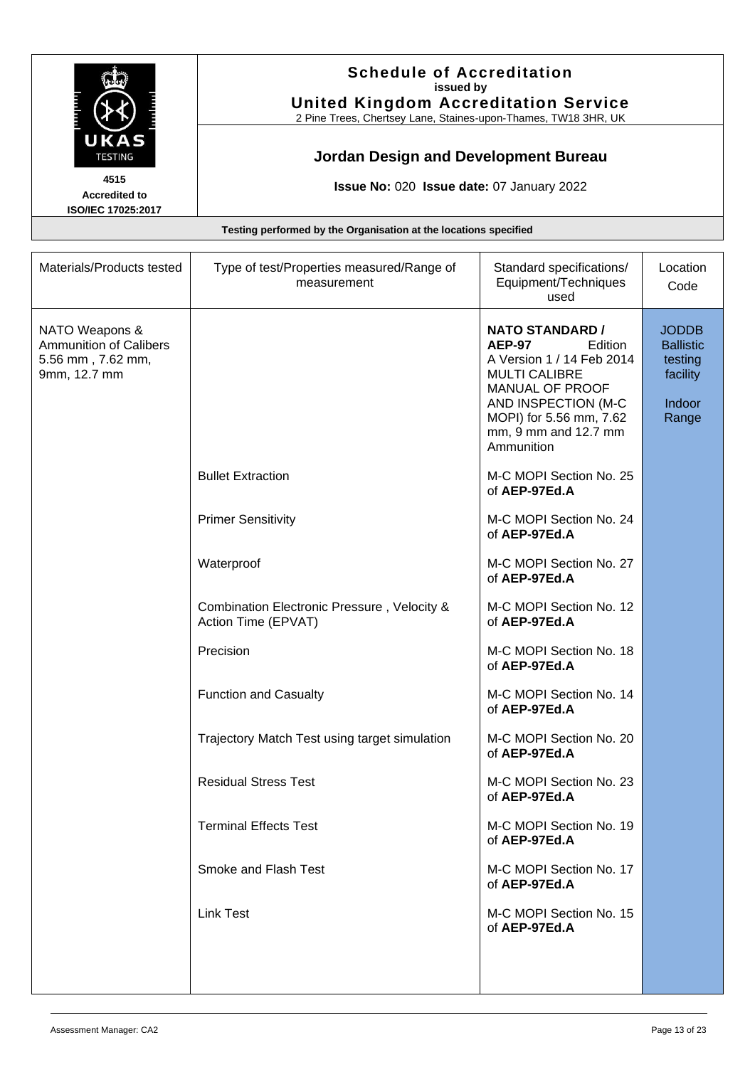**4515**
**Accredited to ISO/IEC 17025:2017**

# Schedule of Accreditation
**issued by**
## United Kingdom Accreditation Service
2 Pine Trees, Chertsey Lane, Staines-upon-Thames, TW18 3HR, UK

## Jordan Design and Development Bureau

**Issue No:** 020 **Issue date:** 07 January 2022

**Testing performed by the Organisation at the locations specified**

| Materials/Products tested | Type of test/Properties measured/Range of measurement | Standard specifications/ Equipment/Techniques used | Location Code |
|---|---|---|---|
| NATO Weapons & Ammunition of Calibers 5.56 mm , 7.62 mm, 9mm, 12.7 mm | | **NATO STANDARD / AEP-97** Edition A Version 1 / 14 Feb 2014 MULTI CALIBRE MANUAL OF PROOF AND INSPECTION (M-C MOPI) for 5.56 mm, 7.62 mm, 9 mm and 12.7 mm Ammunition | JODDB Ballistic testing facility Indoor Range |
| | Bullet Extraction | M-C MOPI Section No. 25 of **AEP-97Ed.A** | |
| | Primer Sensitivity | M-C MOPI Section No. 24 of **AEP-97Ed.A** | |
| | Waterproof | M-C MOPI Section No. 27 of **AEP-97Ed.A** | |
| | Combination Electronic Pressure , Velocity & Action Time (EPVAT) | M-C MOPI Section No. 12 of **AEP-97Ed.A** | |
| | Precision | M-C MOPI Section No. 18 of **AEP-97Ed.A** | |
| | Function and Casualty | M-C MOPI Section No. 14 of **AEP-97Ed.A** | |
| | Trajectory Match Test using target simulation | M-C MOPI Section No. 20 of **AEP-97Ed.A** | |
| | Residual Stress Test | M-C MOPI Section No. 23 of **AEP-97Ed.A** | |
| | Terminal Effects Test | M-C MOPI Section No. 19 of **AEP-97Ed.A** | |
| | Smoke and Flash Test | M-C MOPI Section No. 17 of **AEP-97Ed.A** | |
| | Link Test | M-C MOPI Section No. 15 of **AEP-97Ed.A** | |

Assessment Manager: CA2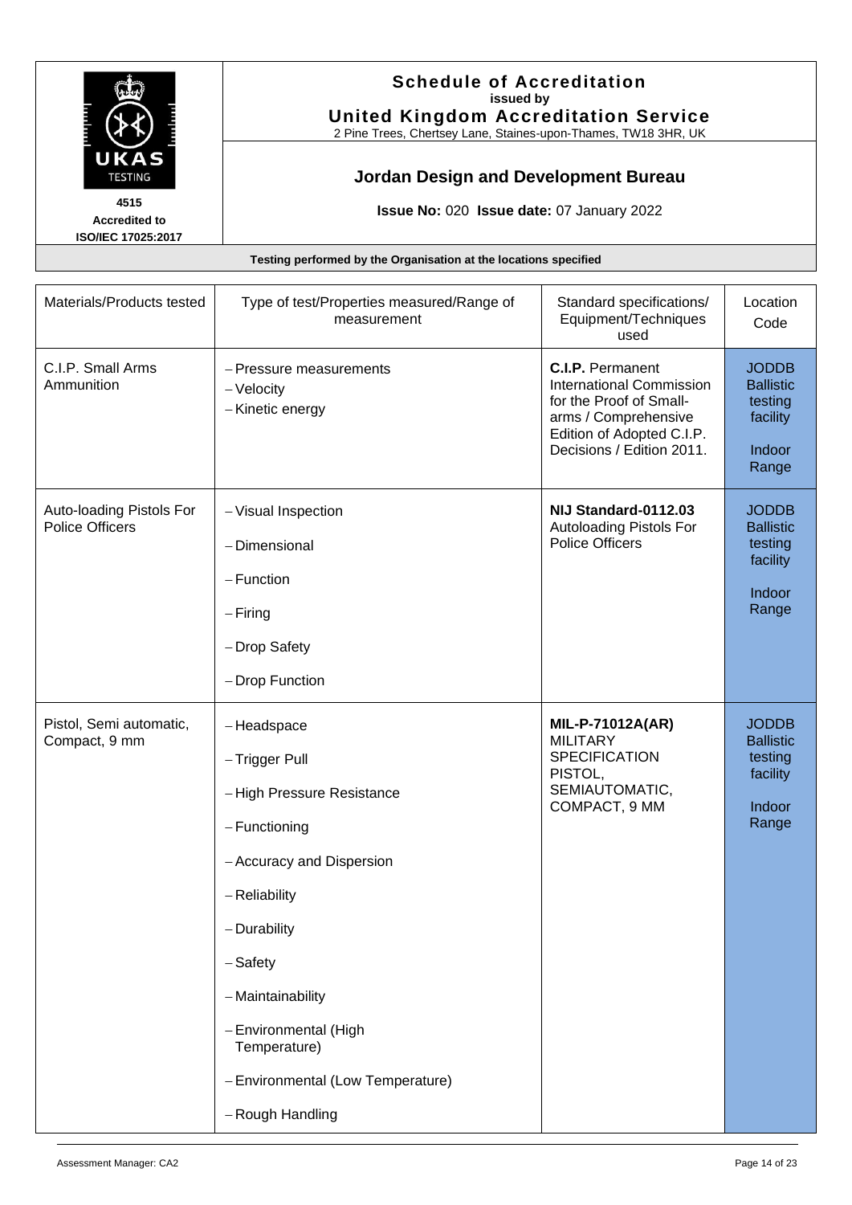**Schedule of Accreditation**
**issued by**
**United Kingdom Accreditation Service**
2 Pine Trees, Chertsey Lane, Staines-upon-Thames, TW18 3HR, UK

4515
Accredited to
ISO/IEC 17025:2017

## Jordan Design and Development Bureau

**Issue No:** 020 **Issue date:** 07 January 2022

**Testing performed by the Organisation at the locations specified**

| Materials/Products tested | Type of test/Properties measured/Range of measurement | Standard specifications/ Equipment/Techniques used | Location Code |
|---|---|---|---|
| C.I.P. Small Arms Ammunition | – Pressure measurements<br>– Velocity<br>– Kinetic energy | **C.I.P.** Permanent International Commission for the Proof of Small-arms / Comprehensive Edition of Adopted C.I.P. Decisions / Edition 2011. | JODDB Ballistic testing facility<br><br>Indoor Range |
| Auto-loading Pistols For Police Officers | – Visual Inspection<br>– Dimensional<br>– Function<br>– Firing<br>– Drop Safety<br>– Drop Function | **NIJ Standard-0112.03** Autoloading Pistols For Police Officers | JODDB Ballistic testing facility<br><br>Indoor Range |
| Pistol, Semi automatic, Compact, 9 mm | – Headspace<br>– Trigger Pull<br>– High Pressure Resistance<br>– Functioning<br>– Accuracy and Dispersion<br>– Reliability<br>– Durability<br>– Safety<br>– Maintainability<br>– Environmental (High Temperature)<br>– Environmental (Low Temperature)<br>– Rough Handling | **MIL-P-71012A(AR)** MILITARY SPECIFICATION PISTOL, SEMIAUTOMATIC, COMPACT, 9 MM | JODDB Ballistic testing facility<br><br>Indoor Range |

Assessment Manager: CA2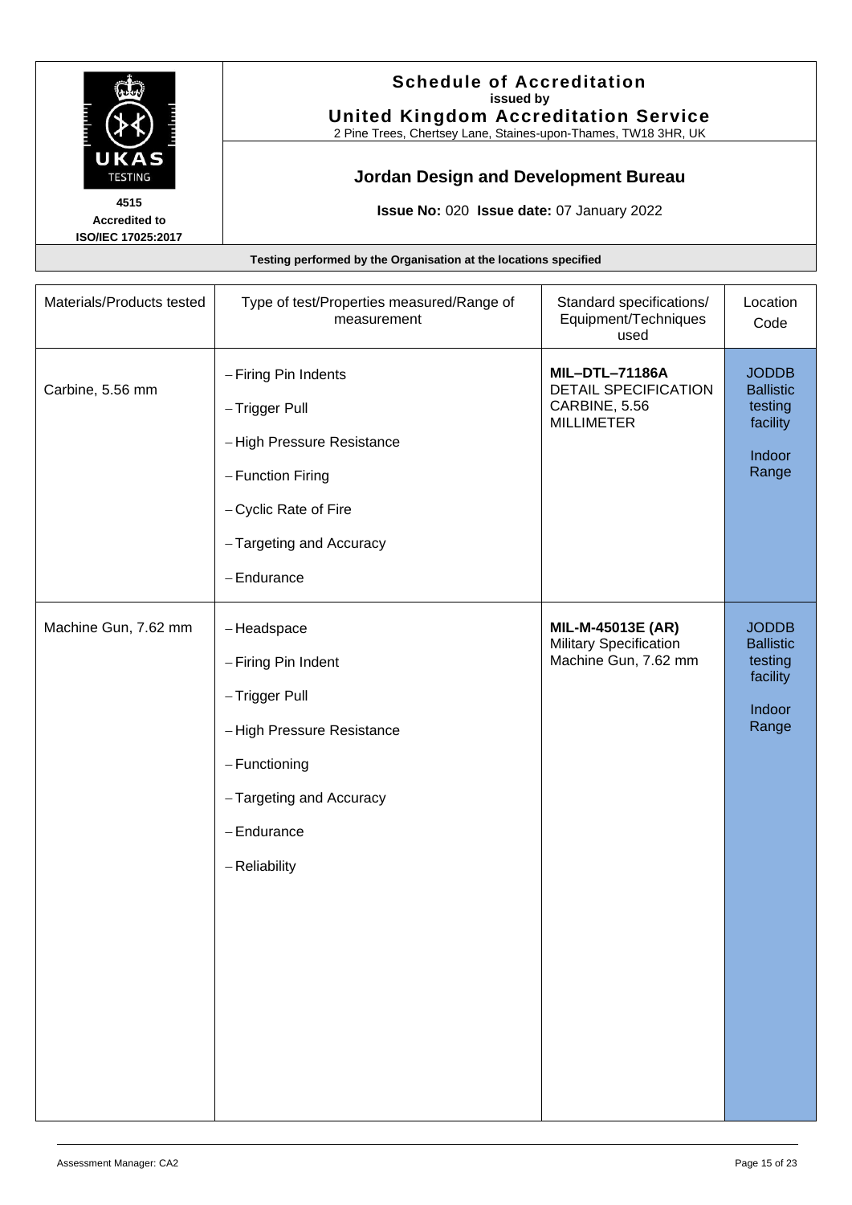# Schedule of Accreditation
**issued by**
**United Kingdom Accreditation Service**
2 Pine Trees, Chertsey Lane, Staines-upon-Thames, TW18 3HR, UK

**4515**
**Accredited to ISO/IEC 17025:2017**

## Jordan Design and Development Bureau

**Issue No:** 020 **Issue date:** 07 January 2022

**Testing performed by the Organisation at the locations specified**

| Materials/Products tested | Type of test/Properties measured/Range of measurement | Standard specifications/ Equipment/Techniques used | Location Code |
|---|---|---|---|
| Carbine, 5.56 mm | – Firing Pin Indents<br>– Trigger Pull<br>– High Pressure Resistance<br>– Function Firing<br>– Cyclic Rate of Fire<br>– Targeting and Accuracy<br>– Endurance | **MIL–DTL–71186A** DETAIL SPECIFICATION CARBINE, 5.56 MILLIMETER | JODDB Ballistic testing facility<br>Indoor Range |
| Machine Gun, 7.62 mm | – Headspace<br>– Firing Pin Indent<br>– Trigger Pull<br>– High Pressure Resistance<br>– Functioning<br>– Targeting and Accuracy<br>– Endurance<br>– Reliability | **MIL-M-45013E (AR)** Military Specification Machine Gun, 7.62 mm | JODDB Ballistic testing facility<br>Indoor Range |

Assessment Manager: CA2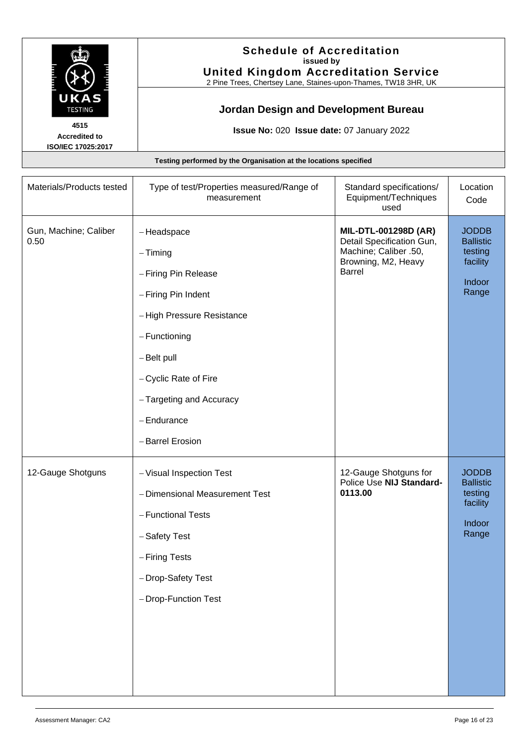# Schedule of Accreditation
**issued by**
## United Kingdom Accreditation Service
2 Pine Trees, Chertsey Lane, Staines-upon-Thames, TW18 3HR, UK

**4515**
**Accredited to ISO/IEC 17025:2017**

## Jordan Design and Development Bureau

**Issue No:** 020 **Issue date:** 07 January 2022

**Testing performed by the Organisation at the locations specified**

| Materials/Products tested | Type of test/Properties measured/Range of measurement | Standard specifications/ Equipment/Techniques used | Location Code |
|---|---|---|---|
| Gun, Machine; Caliber 0.50 | – Headspace<br>– Timing<br>– Firing Pin Release<br>– Firing Pin Indent<br>– High Pressure Resistance<br>– Functioning<br>– Belt pull<br>– Cyclic Rate of Fire<br>– Targeting and Accuracy<br>– Endurance<br>– Barrel Erosion | **MIL-DTL-001298D (AR)** Detail Specification Gun, Machine; Caliber .50, Browning, M2, Heavy Barrel | JODDB Ballistic testing facility<br>Indoor Range |
| 12-Gauge Shotguns | – Visual Inspection Test<br>– Dimensional Measurement Test<br>– Functional Tests<br>– Safety Test<br>– Firing Tests<br>– Drop-Safety Test<br>– Drop-Function Test | 12-Gauge Shotguns for Police Use **NIJ Standard-0113.00** | JODDB Ballistic testing facility<br>Indoor Range |

Assessment Manager: CA2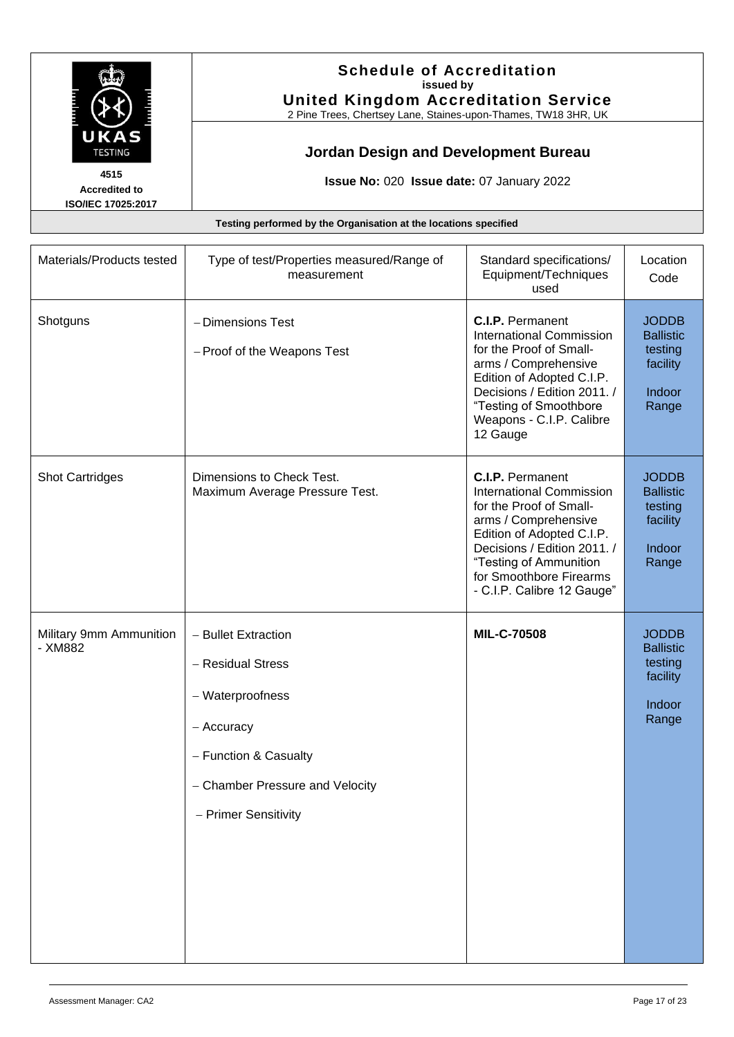# Schedule of Accreditation

issued by

**United Kingdom Accreditation Service**

2 Pine Trees, Chertsey Lane, Staines-upon-Thames, TW18 3HR, UK

4515
Accredited to
ISO/IEC 17025:2017

## Jordan Design and Development Bureau

**Issue No:** 020 **Issue date:** 07 January 2022

**Testing performed by the Organisation at the locations specified**

| Materials/Products tested | Type of test/Properties measured/Range of measurement | Standard specifications/ Equipment/Techniques used | Location Code |
|---|---|---|---|
| Shotguns | – Dimensions Test<br>– Proof of the Weapons Test | **C.I.P.** Permanent International Commission for the Proof of Small-arms / Comprehensive Edition of Adopted C.I.P. Decisions / Edition 2011. / "Testing of Smoothbore Weapons - C.I.P. Calibre 12 Gauge | JODDB Ballistic testing facility<br>Indoor Range |
| Shot Cartridges | Dimensions to Check Test.<br>Maximum Average Pressure Test. | **C.I.P.** Permanent International Commission for the Proof of Small-arms / Comprehensive Edition of Adopted C.I.P. Decisions / Edition 2011. / "Testing of Ammunition for Smoothbore Firearms - C.I.P. Calibre 12 Gauge" | JODDB Ballistic testing facility<br>Indoor Range |
| Military 9mm Ammunition - XM882 | – Bullet Extraction<br>– Residual Stress<br>– Waterproofness<br>– Accuracy<br>– Function & Casualty<br>– Chamber Pressure and Velocity<br>– Primer Sensitivity | **MIL-C-70508** | JODDB Ballistic testing facility<br>Indoor Range |

Assessment Manager: CA2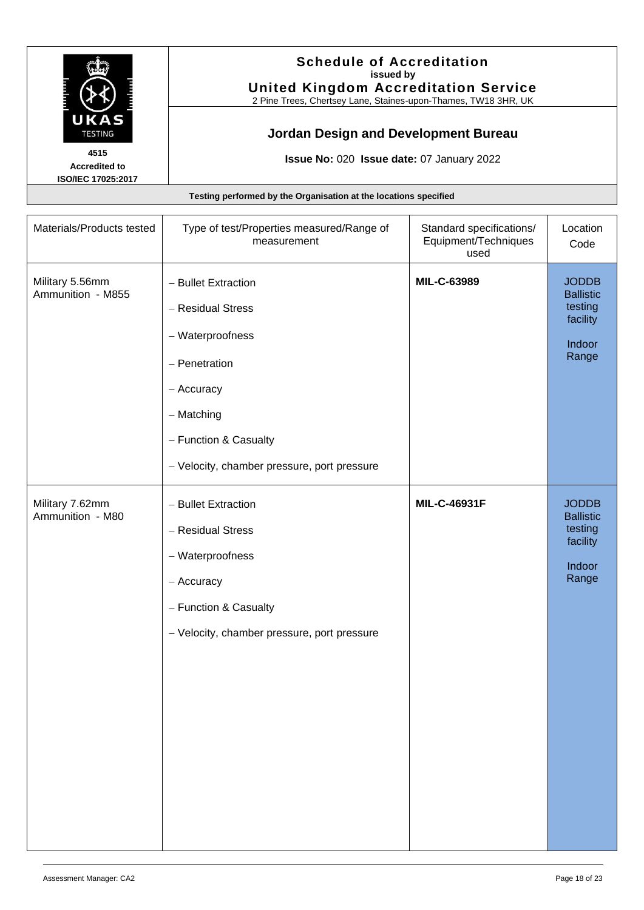# Schedule of Accreditation

**issued by**

**United Kingdom Accreditation Service**

2 Pine Trees, Chertsey Lane, Staines-upon-Thames, TW18 3HR, UK

UKAS TESTING

**4515**
**Accredited to ISO/IEC 17025:2017**

## Jordan Design and Development Bureau

**Issue No:** 020 **Issue date:** 07 January 2022

**Testing performed by the Organisation at the locations specified**

| Materials/Products tested | Type of test/Properties measured/Range of measurement | Standard specifications/ Equipment/Techniques used | Location Code |
|---|---|---|---|
| Military 5.56mm Ammunition - M855 | – Bullet Extraction<br>– Residual Stress<br>– Waterproofness<br>– Penetration<br>– Accuracy<br>– Matching<br>– Function & Casualty<br>– Velocity, chamber pressure, port pressure | **MIL-C-63989** | JODDB Ballistic testing facility<br><br>Indoor Range |
| Military 7.62mm Ammunition - M80 | – Bullet Extraction<br>– Residual Stress<br>– Waterproofness<br>– Accuracy<br>– Function & Casualty<br>– Velocity, chamber pressure, port pressure | **MIL-C-46931F** | JODDB Ballistic testing facility<br><br>Indoor Range |

Assessment Manager: CA2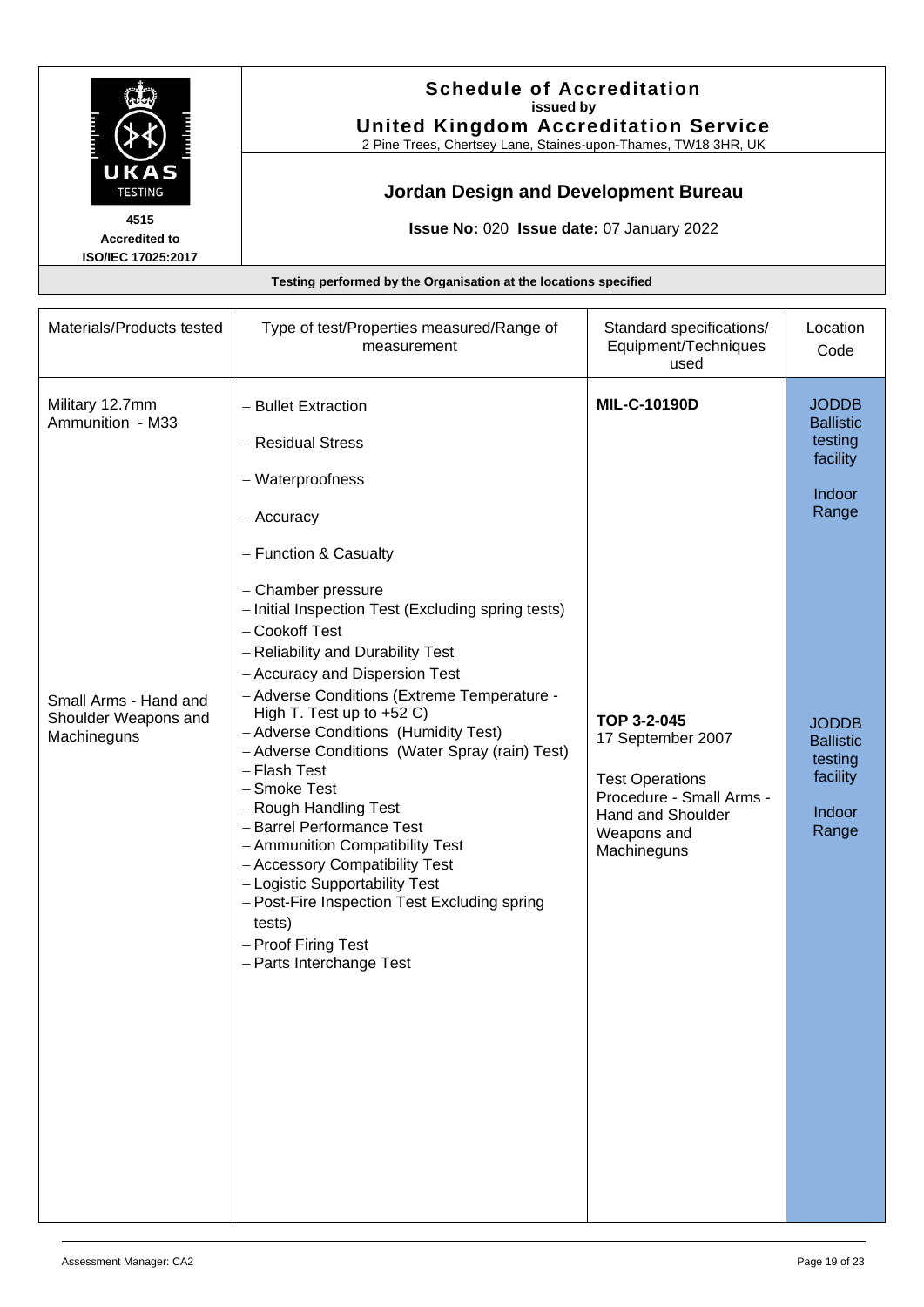**Schedule of Accreditation**
**issued by**
**United Kingdom Accreditation Service**
2 Pine Trees, Chertsey Lane, Staines-upon-Thames, TW18 3HR, UK

UKAS TESTING
**4515**
**Accredited to ISO/IEC 17025:2017**

## Jordan Design and Development Bureau

**Issue No:** 020 **Issue date:** 07 January 2022

**Testing performed by the Organisation at the locations specified**

| Materials/Products tested | Type of test/Properties measured/Range of measurement | Standard specifications/ Equipment/Techniques used | Location Code |
|---|---|---|---|
| Military 12.7mm Ammunition - M33 | - Bullet Extraction<br>- Residual Stress<br>- Waterproofness<br>- Accuracy<br>- Function & Casualty<br>- Chamber pressure | **MIL-C-10190D** | JODDB Ballistic testing facility<br><br>Indoor Range |
| Small Arms - Hand and Shoulder Weapons and Machineguns | - Initial Inspection Test (Excluding spring tests)<br>- Cookoff Test<br>- Reliability and Durability Test<br>- Accuracy and Dispersion Test<br>- Adverse Conditions (Extreme Temperature - High T. Test up to +52 C)<br>- Adverse Conditions (Humidity Test)<br>- Adverse Conditions (Water Spray (rain) Test)<br>- Flash Test<br>- Smoke Test<br>- Rough Handling Test<br>- Barrel Performance Test<br>- Ammunition Compatibility Test<br>- Accessory Compatibility Test<br>- Logistic Supportability Test<br>- Post-Fire Inspection Test Excluding spring tests)<br>- Proof Firing Test<br>- Parts Interchange Test | **TOP 3-2-045**<br>17 September 2007<br><br>Test Operations Procedure - Small Arms - Hand and Shoulder Weapons and Machineguns | JODDB Ballistic testing facility<br><br>Indoor Range |

Assessment Manager: CA2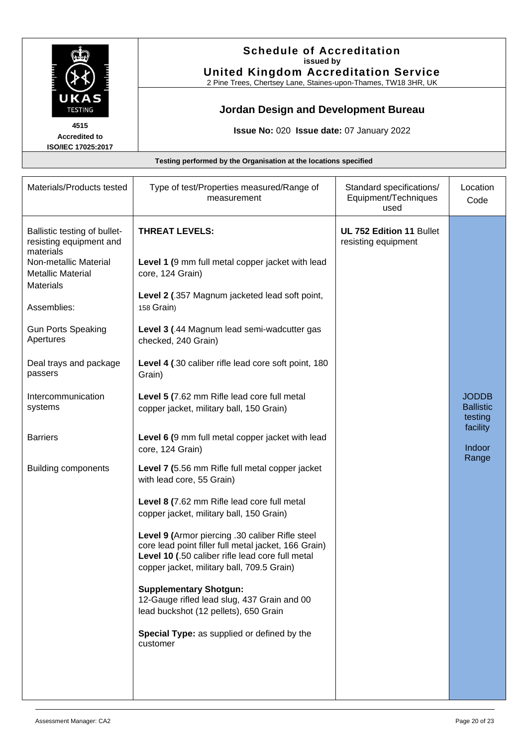**Schedule of Accreditation**
**issued by**
**United Kingdom Accreditation Service**
2 Pine Trees, Chertsey Lane, Staines-upon-Thames, TW18 3HR, UK

4515
**Accredited to ISO/IEC 17025:2017**

## Jordan Design and Development Bureau

**Issue No:** 020 **Issue date:** 07 January 2022

**Testing performed by the Organisation at the locations specified**

| Materials/Products tested | Type of test/Properties measured/Range of measurement | Standard specifications/ Equipment/Techniques used | Location Code |
|---|---|---|---|
| Ballistic testing of bullet-resisting equipment and materials<br>Non-metallic Material<br>Metallic Material<br>Materials<br><br>Assemblies:<br><br>Gun Ports Speaking Apertures<br><br>Deal trays and package passers<br><br>Intercommunication systems<br><br>Barriers<br><br>Building components | **THREAT LEVELS:**<br><br>**Level 1 (**9 mm full metal copper jacket with lead core, 124 Grain)<br><br>**Level 2 (**.357 Magnum jacketed lead soft point, 158 Grain)<br><br>**Level 3 (**.44 Magnum lead semi-wadcutter gas checked, 240 Grain)<br><br>**Level 4 (**.30 caliber rifle lead core soft point, 180 Grain)<br><br>**Level 5 (**7.62 mm Rifle lead core full metal copper jacket, military ball, 150 Grain)<br><br>**Level 6 (**9 mm full metal copper jacket with lead core, 124 Grain)<br><br>**Level 7 (**5.56 mm Rifle full metal copper jacket with lead core, 55 Grain)<br><br>**Level 8 (**7.62 mm Rifle lead core full metal copper jacket, military ball, 150 Grain)<br><br>**Level 9 (**Armor piercing .30 caliber Rifle steel core lead point filler full metal jacket, 166 Grain)<br>**Level 10 (**.50 caliber rifle lead core full metal copper jacket, military ball, 709.5 Grain)<br><br>**Supplementary Shotgun:**<br>12-Gauge rifled lead slug, 437 Grain and 00 lead buckshot (12 pellets), 650 Grain<br><br>**Special Type:** as supplied or defined by the customer | **UL 752 Edition 11** Bullet resisting equipment | JODDB Ballistic testing facility<br><br>Indoor Range |

Assessment Manager: CA2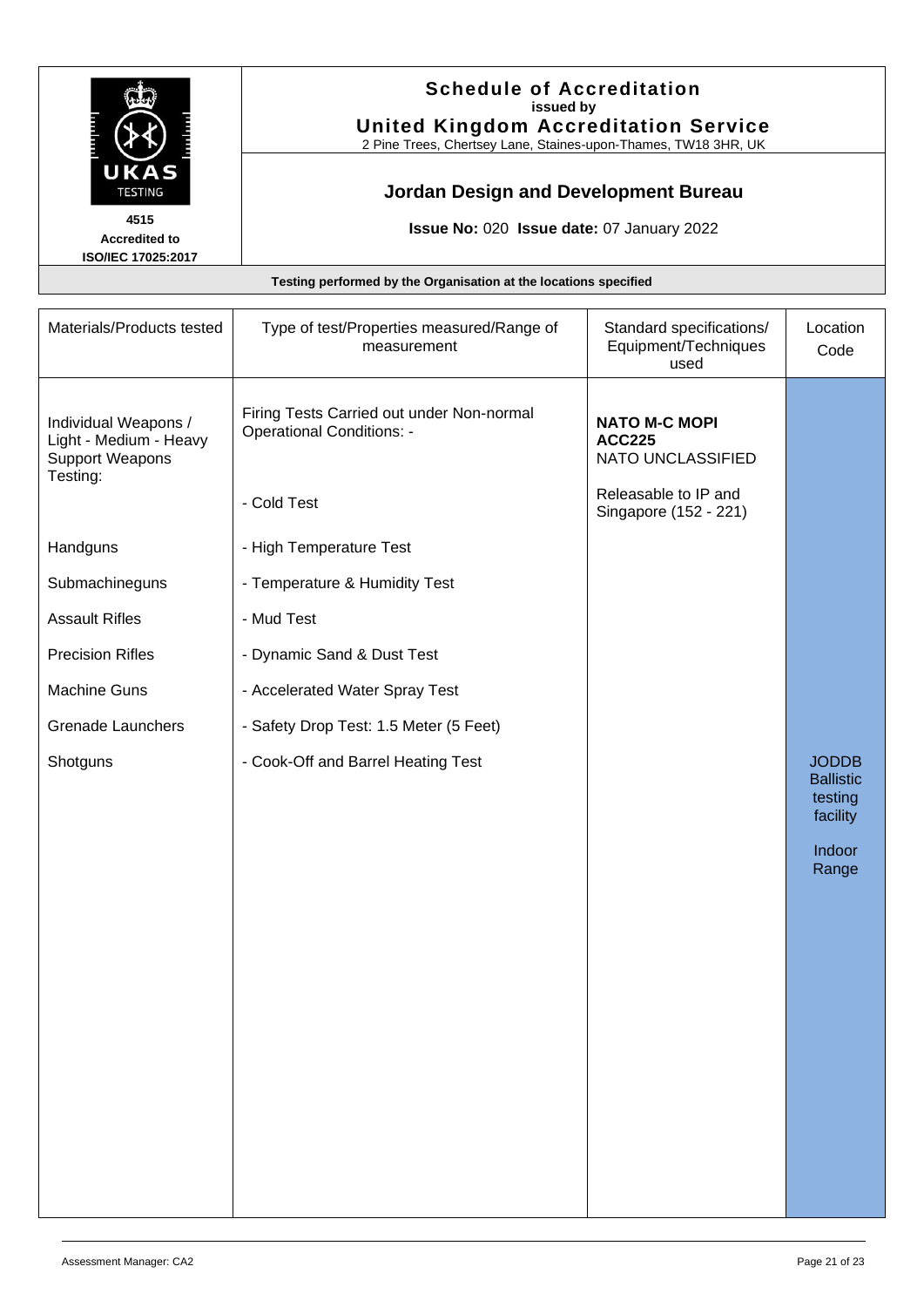**Schedule of Accreditation**
issued by
**United Kingdom Accreditation Service**
2 Pine Trees, Chertsey Lane, Staines-upon-Thames, TW18 3HR, UK

4515
Accredited to
ISO/IEC 17025:2017

## Jordan Design and Development Bureau

**Issue No:** 020 **Issue date:** 07 January 2022

**Testing performed by the Organisation at the locations specified**

| Materials/Products tested | Type of test/Properties measured/Range of measurement | Standard specifications/ Equipment/Techniques used | Location Code |
|---|---|---|---|
| Individual Weapons / Light - Medium - Heavy Support Weapons Testing: | Firing Tests Carried out under Non-normal Operational Conditions: - | **NATO M-C MOPI ACC225** NATO UNCLASSIFIED | JODDB Ballistic testing facility<br><br>Indoor Range |
| | - Cold Test | Releasable to IP and Singapore (152 - 221) | |
| Handguns | - High Temperature Test | | |
| Submachineguns | - Temperature & Humidity Test | | |
| Assault Rifles | - Mud Test | | |
| Precision Rifles | - Dynamic Sand & Dust Test | | |
| Machine Guns | - Accelerated Water Spray Test | | |
| Grenade Launchers | - Safety Drop Test: 1.5 Meter (5 Feet) | | |
| Shotguns | - Cook-Off and Barrel Heating Test | | |

Assessment Manager: CA2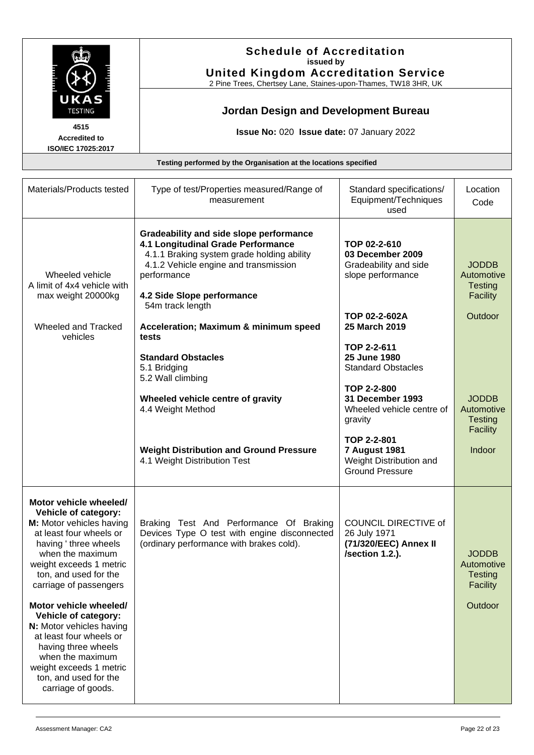**Schedule of Accreditation**
issued by
**United Kingdom Accreditation Service**
2 Pine Trees, Chertsey Lane, Staines-upon-Thames, TW18 3HR, UK

4515
Accredited to
ISO/IEC 17025:2017

## Jordan Design and Development Bureau

**Issue No:** 020 **Issue date:** 07 January 2022

**Testing performed by the Organisation at the locations specified**

| Materials/Products tested | Type of test/Properties measured/Range of measurement | Standard specifications/ Equipment/Techniques used | Location Code |
|---|---|---|---|
| Wheeled vehicle<br>A limit of 4x4 vehicle with max weight 20000kg<br><br>Wheeled and Tracked vehicles | **Gradeability and side slope performance**<br>**4.1 Longitudinal Grade Performance**<br>4.1.1 Braking system grade holding ability<br>4.1.2 Vehicle engine and transmission performance<br><br>**4.2 Side Slope performance**<br>54m track length<br><br>**Acceleration; Maximum & minimum speed tests**<br><br>**Standard Obstacles**<br>5.1 Bridging<br>5.2 Wall climbing<br><br>**Wheeled vehicle centre of gravity**<br>4.4 Weight Method<br><br>**Weight Distribution and Ground Pressure**<br>4.1 Weight Distribution Test | **TOP 02-2-610**<br>**03 December 2009**<br>Gradeability and side slope performance<br><br>**TOP 02-2-602A**<br>**25 March 2019**<br><br>**TOP 2-2-611**<br>**25 June 1980**<br>Standard Obstacles<br><br>**TOP 2-2-800**<br>**31 December 1993**<br>Wheeled vehicle centre of gravity<br><br>**TOP 2-2-801**<br>**7 August 1981**<br>Weight Distribution and Ground Pressure | JODDB Automotive Testing Facility<br><br>Outdoor<br><br>JODDB Automotive Testing Facility<br><br>Indoor |
| **Motor vehicle wheeled/ Vehicle of category:**<br>**M:** Motor vehicles having at least four wheels or having ' three wheels when the maximum weight exceeds 1 metric ton, and used for the carriage of passengers<br><br>**Motor vehicle wheeled/ Vehicle of category:**<br>**N:** Motor vehicles having at least four wheels or having three wheels when the maximum weight exceeds 1 metric ton, and used for the carriage of goods. | Braking Test And Performance Of Braking Devices Type O test with engine disconnected (ordinary performance with brakes cold). | COUNCIL DIRECTIVE of 26 July 1971<br>**(71/320/EEC) Annex II /section 1.2.).** | JODDB Automotive Testing Facility<br><br>Outdoor |

Assessment Manager: CA2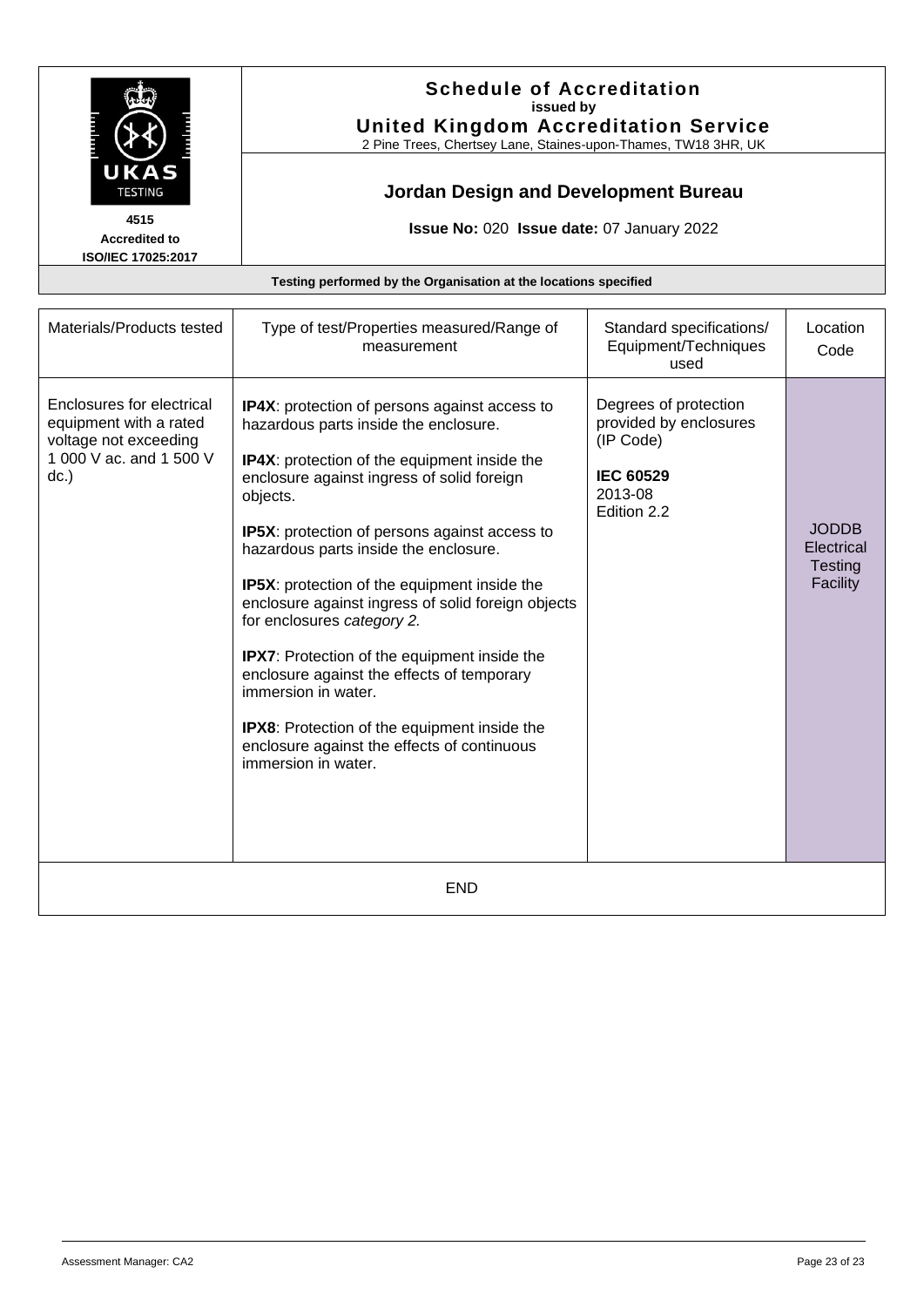**Schedule of Accreditation**
**issued by**
**United Kingdom Accreditation Service**
2 Pine Trees, Chertsey Lane, Staines-upon-Thames, TW18 3HR, UK

**4515**
**Accredited to**
**ISO/IEC 17025:2017**

## Jordan Design and Development Bureau

**Issue No:** 020 **Issue date:** 07 January 2022

**Testing performed by the Organisation at the locations specified**

| Materials/Products tested | Type of test/Properties measured/Range of measurement | Standard specifications/ Equipment/Techniques used | Location Code |
|---|---|---|---|
| Enclosures for electrical equipment with a rated voltage not exceeding 1 000 V ac. and 1 500 V dc.) | **IP4X**: protection of persons against access to hazardous parts inside the enclosure.<br><br>**IP4X**: protection of the equipment inside the enclosure against ingress of solid foreign objects.<br><br>**IP5X**: protection of persons against access to hazardous parts inside the enclosure.<br><br>**IP5X**: protection of the equipment inside the enclosure against ingress of solid foreign objects for enclosures *category 2.*<br><br>**IPX7**: Protection of the equipment inside the enclosure against the effects of temporary immersion in water.<br><br>**IPX8**: Protection of the equipment inside the enclosure against the effects of continuous immersion in water. | Degrees of protection provided by enclosures (IP Code)<br><br>**IEC 60529**<br>2013-08<br>Edition 2.2 | JODDB Electrical Testing Facility |

END

Assessment Manager: CA2